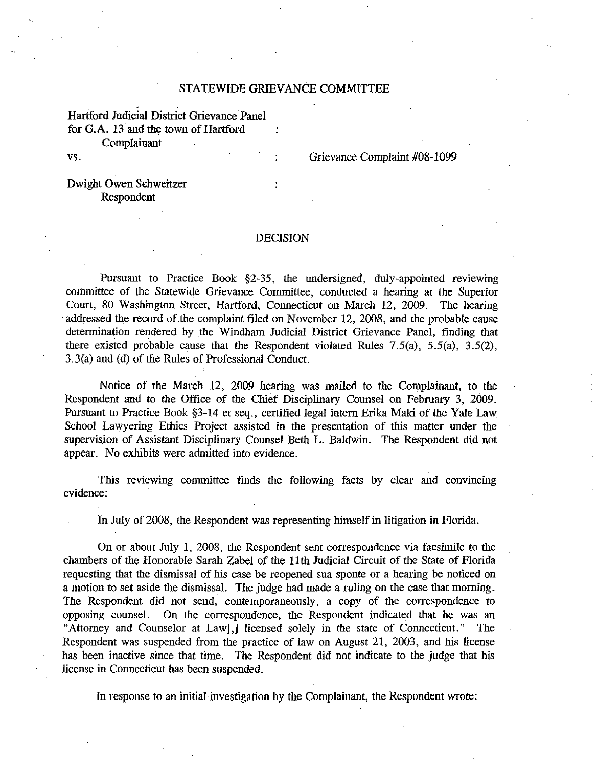## STATEWIDE GRIEVANCE COMMITTEE

Hartford Judicial District Grievance Panel
for G.A. 13 and the town of Hartford :
Complainant

vs. : Grievance Complaint #08-1099

Dwight Owen Schweitzer :
Respondent

## DECISION

Pursuant to Practice Book §2-35, the undersigned, duly-appointed reviewing committee of the Statewide Grievance Committee, conducted a hearing at the Superior Court, 80 Washington Street, Hartford, Connecticut on March 12, 2009. The hearing addressed the record of the complaint filed on November 12, 2008, and the probable cause determination rendered by the Windham Judicial District Grievance Panel, finding that there existed probable cause that the Respondent violated Rules 7.5(a), 5.5(a), 3.5(2), 3.3(a) and (d) of the Rules of Professional Conduct.

Notice of the March 12, 2009 hearing was mailed to the Complainant, to the Respondent and to the Office of the Chief Disciplinary Counsel on February 3, 2009. Pursuant to Practice Book §3-14 et seq., certified legal intern Erika Maki of the Yale Law School Lawyering Ethics Project assisted in the presentation of this matter under the supervision of Assistant Disciplinary Counsel Beth L. Baldwin. The Respondent did not appear. No exhibits were admitted into evidence.

This reviewing committee finds the following facts by clear and convincing evidence:

In July of 2008, the Respondent was representing himself in litigation in Florida.

On or about July 1, 2008, the Respondent sent correspondence via facsimile to the chambers of the Honorable Sarah Zabel of the 11th Judicial Circuit of the State of Florida requesting that the dismissal of his case be reopened sua sponte or a hearing be noticed on a motion to set aside the dismissal. The judge had made a ruling on the case that morning. The Respondent did not send, contemporaneously, a copy of the correspondence to opposing counsel. On the correspondence, the Respondent indicated that he was an "Attorney and Counselor at Law[,] licensed solely in the state of Connecticut." The Respondent was suspended from the practice of law on August 21, 2003, and his license has been inactive since that time. The Respondent did not indicate to the judge that his license in Connecticut has been suspended.

In response to an initial investigation by the Complainant, the Respondent wrote: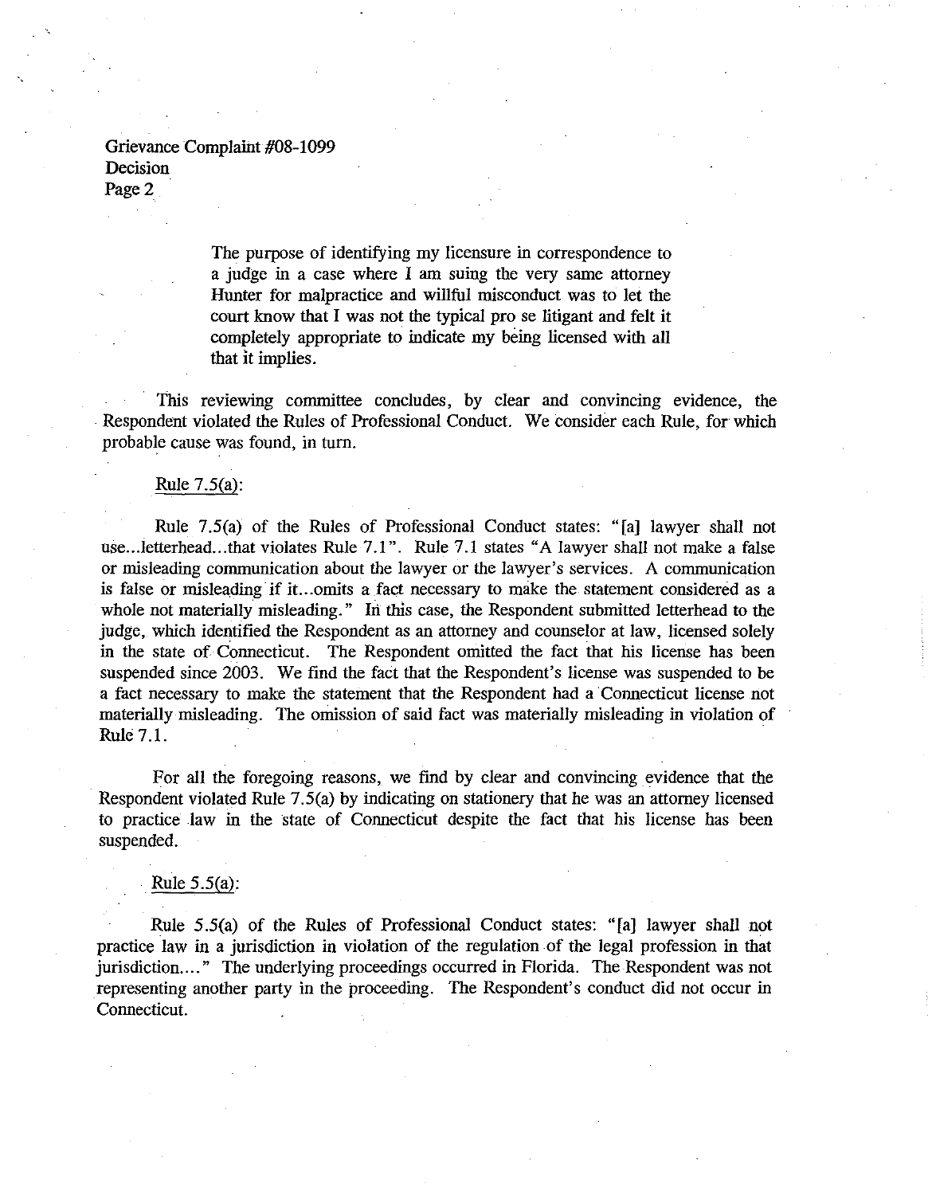The purpose of identifying my licensure in correspondence to a judge in a case where I am suing the very same attorney Hunter for malpractice and willful misconduct was to let the court know that I was not the typical pro se litigant and felt it completely appropriate to indicate my being licensed with all that it implies.

This reviewing committee concludes, by clear and convincing evidence, the Respondent violated the Rules of Professional Conduct. We consider each Rule, for which probable cause was found, in turn.

Rule 7.5(a):

Rule 7.5(a) of the Rules of Professional Conduct states: "[a] lawyer shall not use...letterhead...that violates Rule 7.1". Rule 7.1 states "A lawyer shall not make a false or misleading communication about the lawyer or the lawyer's services. A communication is false or misleading if it...omits a fact necessary to make the statement considered as a whole not materially misleading." In this case, the Respondent submitted letterhead to the judge, which identified the Respondent as an attorney and counselor at law, licensed solely in the state of Connecticut. The Respondent omitted the fact that his license has been suspended since 2003. We find the fact that the Respondent's license was suspended to be a fact necessary to make the statement that the Respondent had a Connecticut license not materially misleading. The omission of said fact was materially misleading in violation of Rule 7.1.

For all the foregoing reasons, we find by clear and convincing evidence that the Respondent violated Rule 7.5(a) by indicating on stationery that he was an attorney licensed to practice law in the state of Connecticut despite the fact that his license has been suspended.

Rule 5.5(a):

Rule 5.5(a) of the Rules of Professional Conduct states: "[a] lawyer shall not practice law in a jurisdiction in violation of the regulation of the legal profession in that jurisdiction...." The underlying proceedings occurred in Florida. The Respondent was not representing another party in the proceeding. The Respondent's conduct did not occur in Connecticut.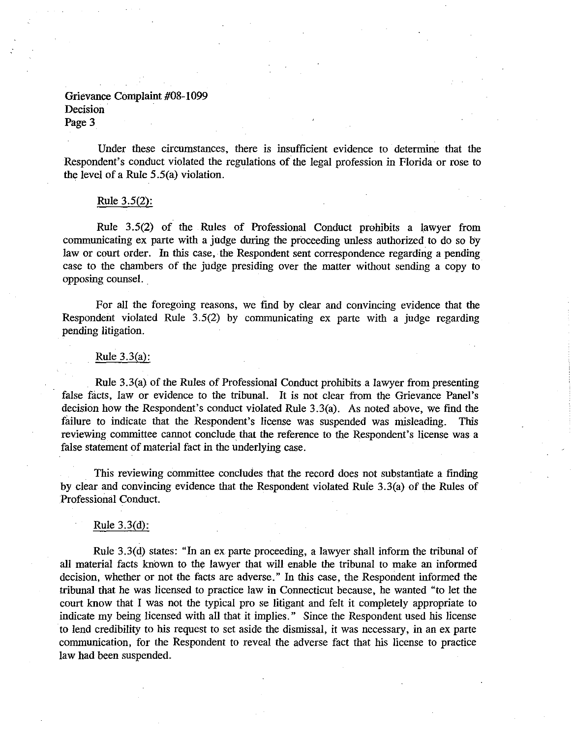Under these circumstances, there is insufficient evidence to determine that the Respondent's conduct violated the regulations of the legal profession in Florida or rose to the level of a Rule 5.5(a) violation.

Rule 3.5(2):

Rule 3.5(2) of the Rules of Professional Conduct prohibits a lawyer from communicating ex parte with a judge during the proceeding unless authorized to do so by law or court order. In this case, the Respondent sent correspondence regarding a pending case to the chambers of the judge presiding over the matter without sending a copy to opposing counsel.

For all the foregoing reasons, we find by clear and convincing evidence that the Respondent violated Rule 3.5(2) by communicating ex parte with a judge regarding pending litigation.

Rule 3.3(a):

Rule 3.3(a) of the Rules of Professional Conduct prohibits a lawyer from presenting false facts, law or evidence to the tribunal. It is not clear from the Grievance Panel's decision how the Respondent's conduct violated Rule 3.3(a). As noted above, we find the failure to indicate that the Respondent's license was suspended was misleading. This reviewing committee cannot conclude that the reference to the Respondent's license was a false statement of material fact in the underlying case.

This reviewing committee concludes that the record does not substantiate a finding by clear and convincing evidence that the Respondent violated Rule 3.3(a) of the Rules of Professional Conduct.

Rule 3.3(d):

Rule 3.3(d) states: "In an ex parte proceeding, a lawyer shall inform the tribunal of all material facts known to the lawyer that will enable the tribunal to make an informed decision, whether or not the facts are adverse." In this case, the Respondent informed the tribunal that he was licensed to practice law in Connecticut because, he wanted "to let the court know that I was not the typical pro se litigant and felt it completely appropriate to indicate my being licensed with all that it implies." Since the Respondent used his license to lend credibility to his request to set aside the dismissal, it was necessary, in an ex parte communication, for the Respondent to reveal the adverse fact that his license to practice law had been suspended.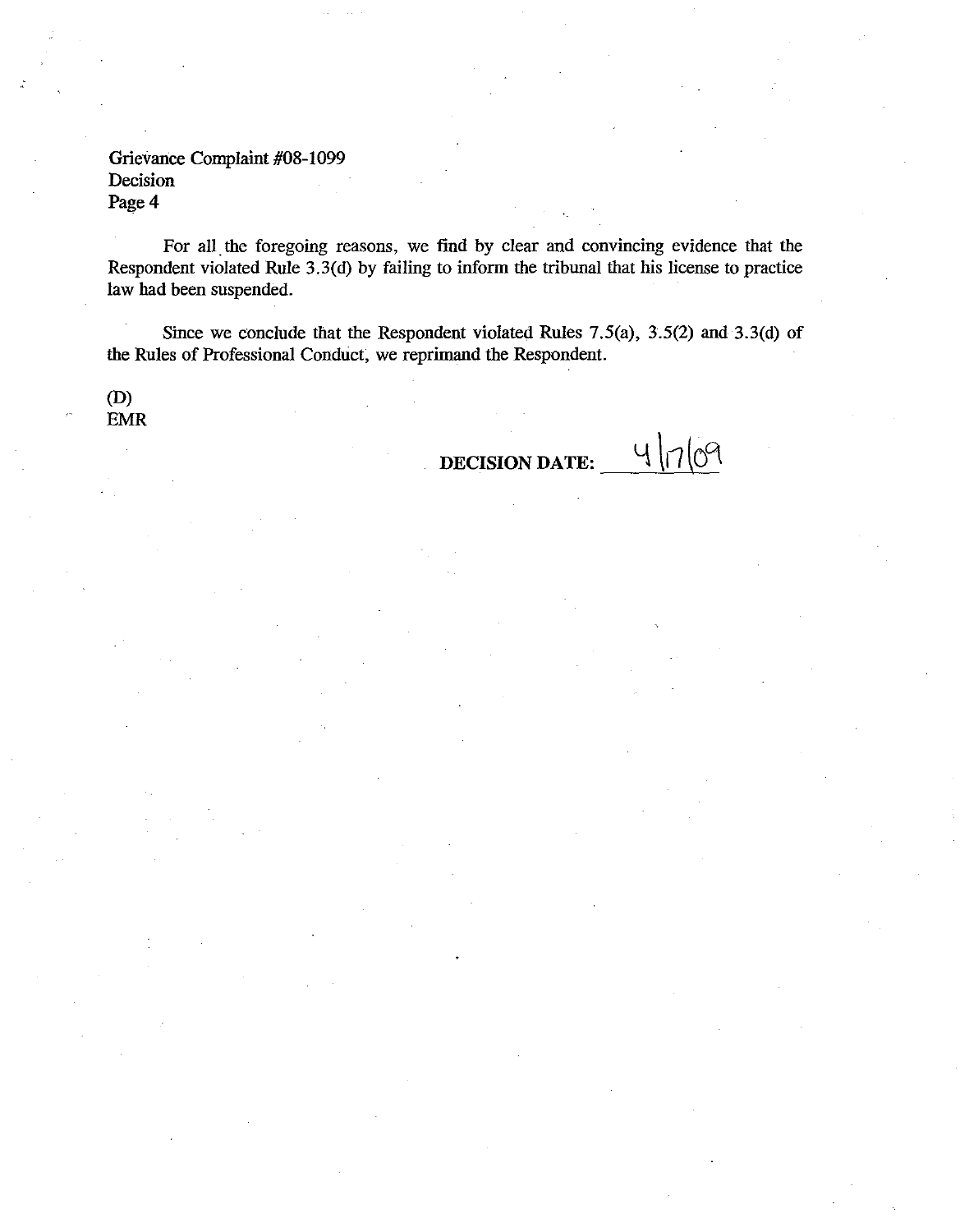Grievance Complaint #08-1099
Decision
Page 4

For all the foregoing reasons, we find by clear and convincing evidence that the Respondent violated Rule 3.3(d) by failing to inform the tribunal that his license to practice law had been suspended.

Since we conclude that the Respondent violated Rules 7.5(a), 3.5(2) and 3.3(d) of the Rules of Professional Conduct, we reprimand the Respondent.

(D)
EMR

**DECISION DATE:** 4/17/09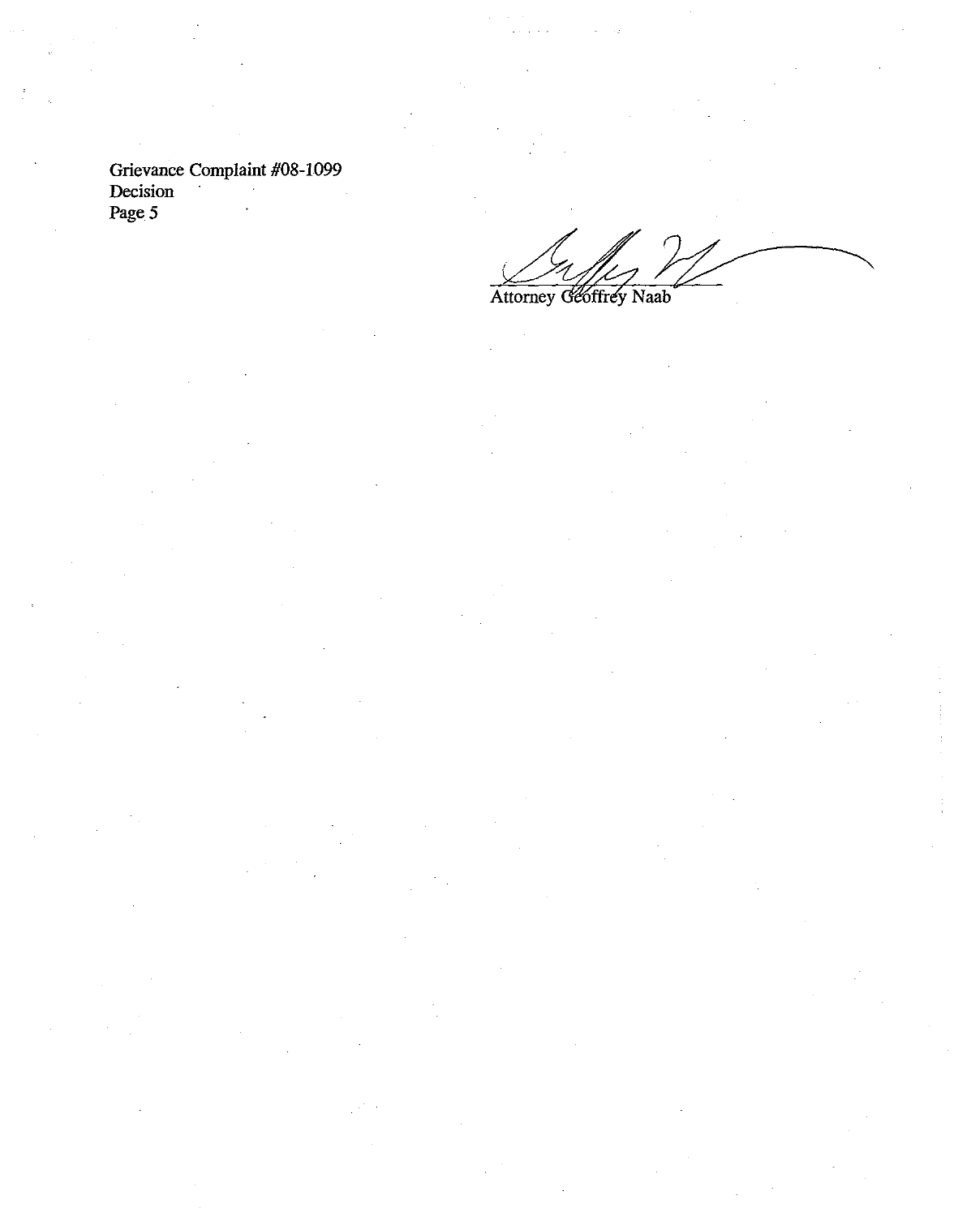Grievance Complaint #08-1099
Decision
Page 5

Attorney Geoffrey Naab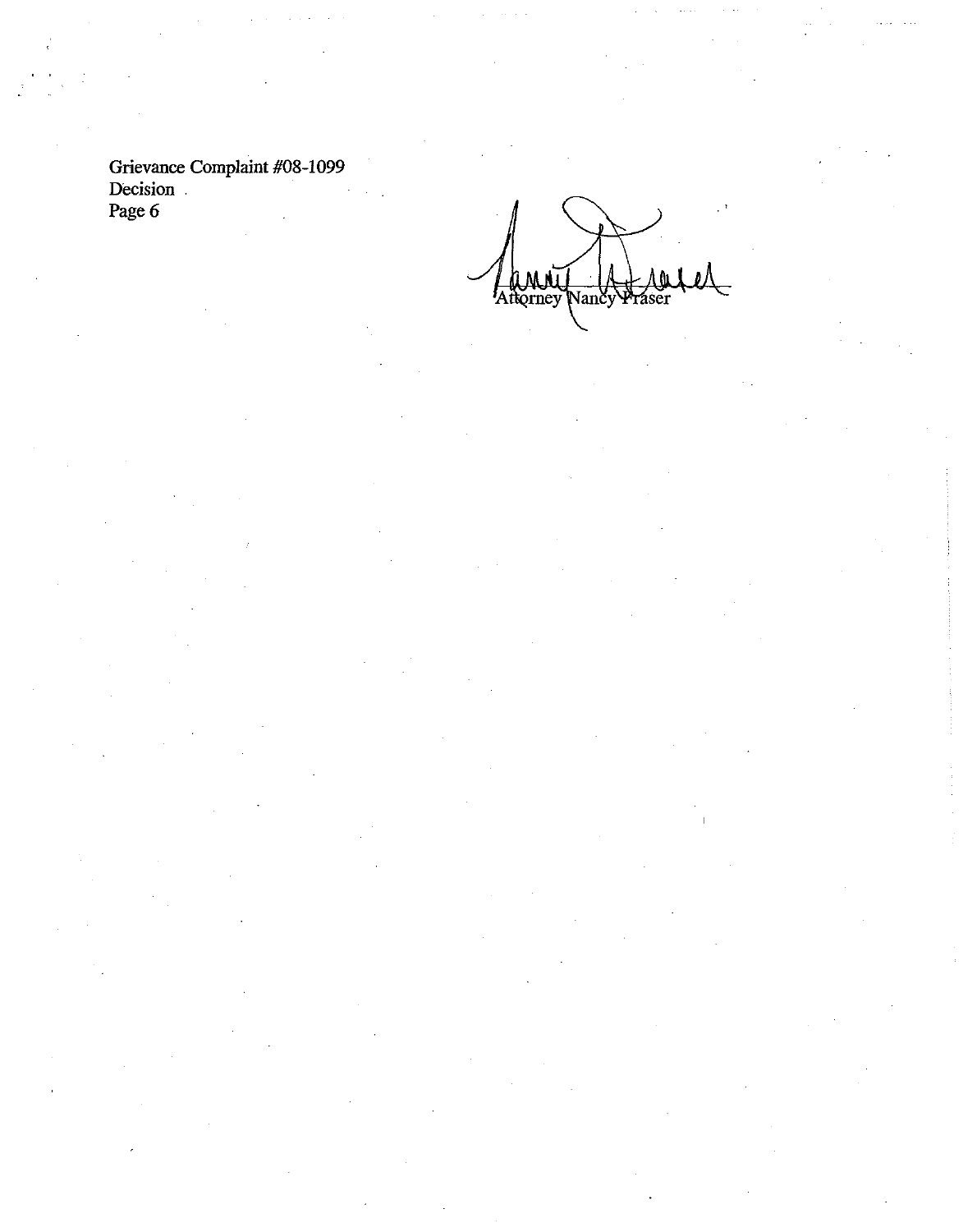Attorney Nancy Fraser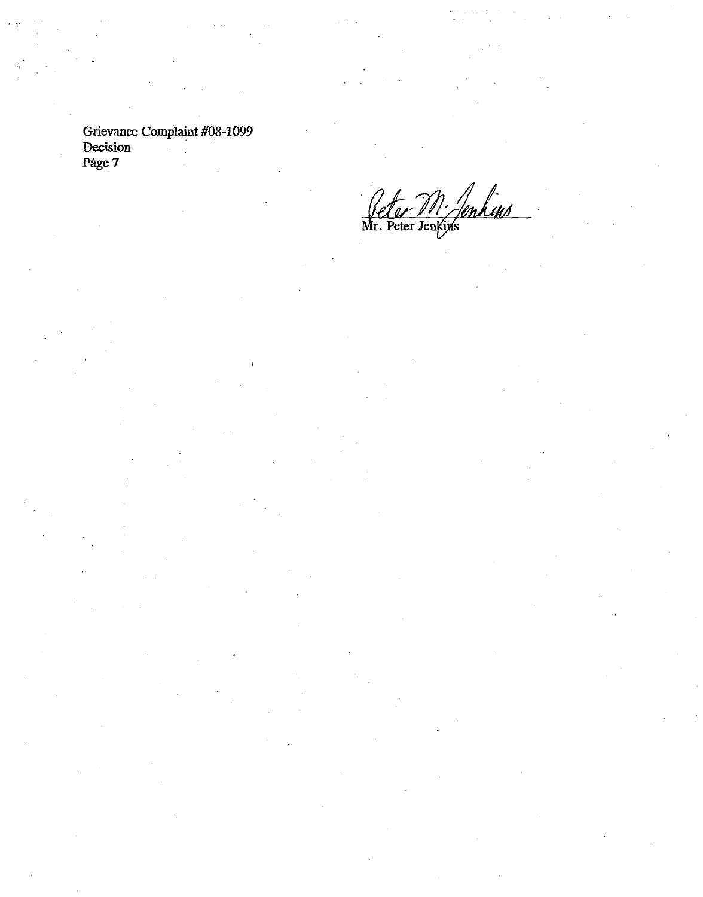Grievance Complaint #08-1099
Decision
Page 7

Peter M. Jenkins

Mr. Peter Jenkins